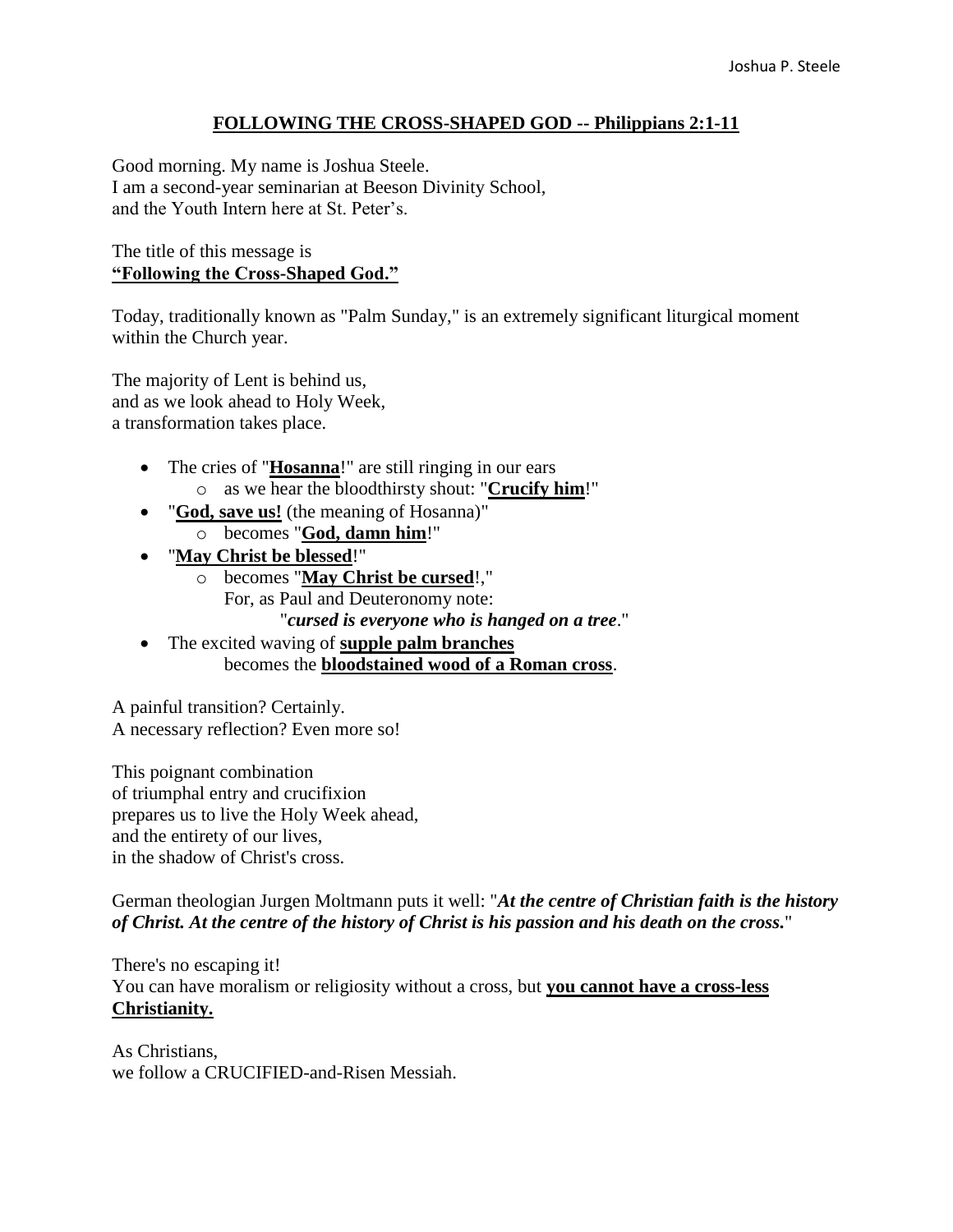## FOLLOWING THE CROSS-SHAPED GOD -- Philippians 2:1-11

Good morning. My name is Joshua Steele.
I am a second-year seminarian at Beeson Divinity School,
and the Youth Intern here at St. Peter's.

The title of this message is
**"Following the Cross-Shaped God."**

Today, traditionally known as "Palm Sunday," is an extremely significant liturgical moment within the Church year.

The majority of Lent is behind us,
and as we look ahead to Holy Week,
a transformation takes place.

- The cries of "**Hosanna**!" are still ringing in our ears
  - as we hear the bloodthirsty shout: "**Crucify him**!"
- "**God, save us!** (the meaning of Hosanna)"
  - becomes "**God, damn him**!"
- "**May Christ be blessed**!"
  - becomes "**May Christ be cursed**!,"
    For, as Paul and Deuteronomy note:
    "*cursed is everyone who is hanged on a tree*."
- The excited waving of **supple palm branches**
  becomes the **bloodstained wood of a Roman cross**.

A painful transition? Certainly.
A necessary reflection? Even more so!

This poignant combination
of triumphal entry and crucifixion
prepares us to live the Holy Week ahead,
and the entirety of our lives,
in the shadow of Christ's cross.

German theologian Jurgen Moltmann puts it well: "***At the centre of Christian faith is the history of Christ. At the centre of the history of Christ is his passion and his death on the cross.***"

There's no escaping it!
You can have moralism or religiosity without a cross, but **you cannot have a cross-less Christianity.**

As Christians,
we follow a CRUCIFIED-and-Risen Messiah.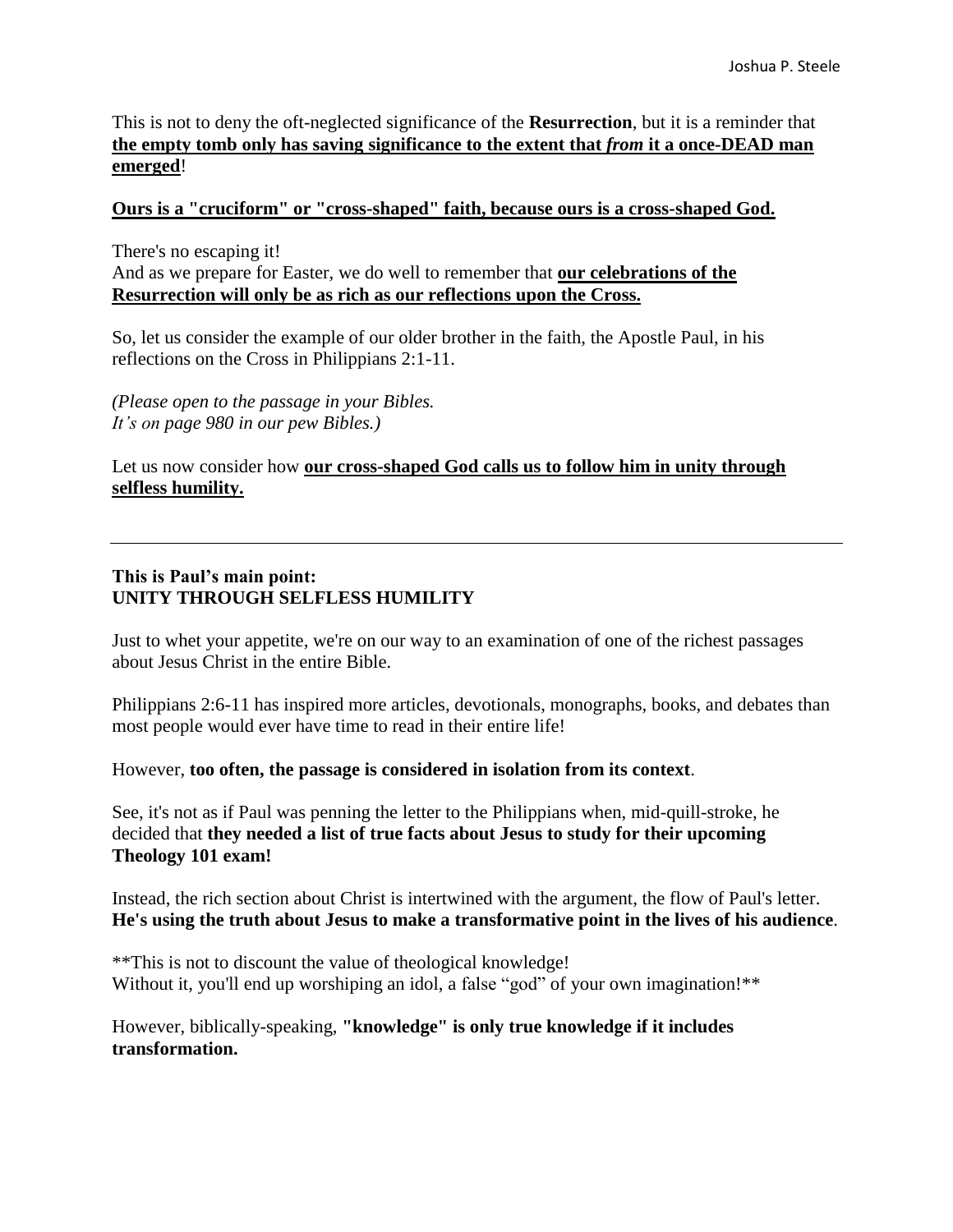This is not to deny the oft-neglected significance of the **Resurrection**, but it is a reminder that **<u>the empty tomb only has saving significance to the extent that *from* it a once-DEAD man emerged</u>**!

**<u>Ours is a "cruciform" or "cross-shaped" faith, because ours is a cross-shaped God.</u>**

There's no escaping it!
And as we prepare for Easter, we do well to remember that **<u>our celebrations of the Resurrection will only be as rich as our reflections upon the Cross.</u>**

So, let us consider the example of our older brother in the faith, the Apostle Paul, in his reflections on the Cross in Philippians 2:1-11.

*(Please open to the passage in your Bibles.
It's on page 980 in our pew Bibles.)*

Let us now consider how **<u>our cross-shaped God calls us to follow him in unity through selfless humility.</u>**

---

**This is Paul's main point:
UNITY THROUGH SELFLESS HUMILITY**

Just to whet your appetite, we're on our way to an examination of one of the richest passages about Jesus Christ in the entire Bible.

Philippians 2:6-11 has inspired more articles, devotionals, monographs, books, and debates than most people would ever have time to read in their entire life!

However, **too often, the passage is considered in isolation from its context**.

See, it's not as if Paul was penning the letter to the Philippians when, mid-quill-stroke, he decided that **they needed a list of true facts about Jesus to study for their upcoming Theology 101 exam!**

Instead, the rich section about Christ is intertwined with the argument, the flow of Paul's letter. **He's using the truth about Jesus to make a transformative point in the lives of his audience**.

**This is not to discount the value of theological knowledge!
Without it, you'll end up worshiping an idol, a false "god" of your own imagination!**

However, biblically-speaking, **"knowledge" is only true knowledge if it includes transformation.**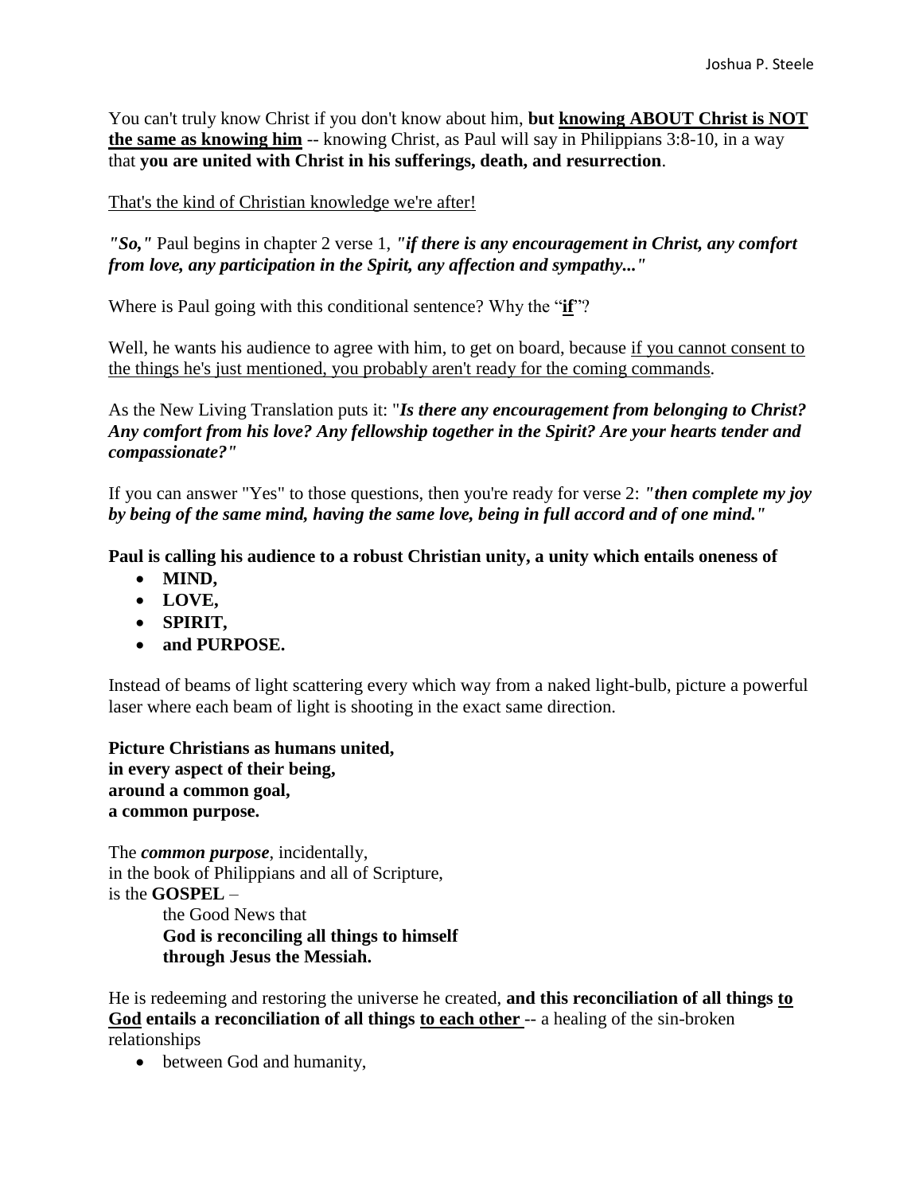You can't truly know Christ if you don't know about him, **but knowing ABOUT Christ is NOT the same as knowing him** -- knowing Christ, as Paul will say in Philippians 3:8-10, in a way that **you are united with Christ in his sufferings, death, and resurrection**.

That's the kind of Christian knowledge we're after!

***"So,"*** Paul begins in chapter 2 verse 1, ***"if there is any encouragement in Christ, any comfort from love, any participation in the Spirit, any affection and sympathy..."***

Where is Paul going with this conditional sentence? Why the "**if**"?

Well, he wants his audience to agree with him, to get on board, because if you cannot consent to the things he's just mentioned, you probably aren't ready for the coming commands.

As the New Living Translation puts it: "***Is there any encouragement from belonging to Christ? Any comfort from his love? Any fellowship together in the Spirit? Are your hearts tender and compassionate?"***

If you can answer "Yes" to those questions, then you're ready for verse 2: ***"then complete my joy by being of the same mind, having the same love, being in full accord and of one mind."***

**Paul is calling his audience to a robust Christian unity, a unity which entails oneness of**

- **MIND,**
- **LOVE,**
- **SPIRIT,**
- **and PURPOSE.**

Instead of beams of light scattering every which way from a naked light-bulb, picture a powerful laser where each beam of light is shooting in the exact same direction.

**Picture Christians as humans united,**
**in every aspect of their being,**
**around a common goal,**
**a common purpose.**

The ***common purpose***, incidentally,
in the book of Philippians and all of Scripture,
is the **GOSPEL** –

the Good News that
**God is reconciling all things to himself**
**through Jesus the Messiah.**

He is redeeming and restoring the universe he created, **and this reconciliation of all things to God entails a reconciliation of all things to each other** -- a healing of the sin-broken relationships

- between God and humanity,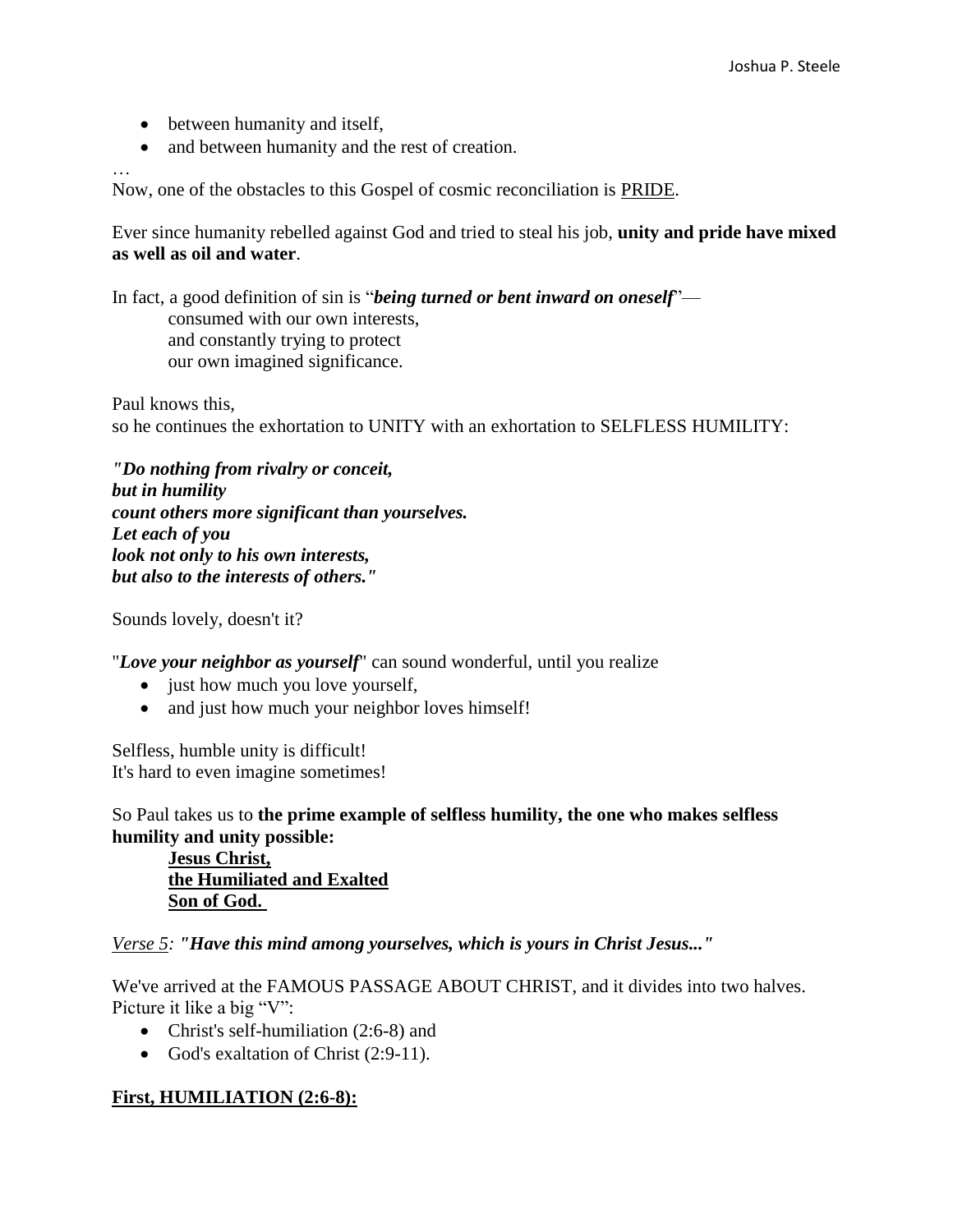- between humanity and itself,
- and between humanity and the rest of creation.

…

Now, one of the obstacles to this Gospel of cosmic reconciliation is <u>PRIDE</u>.

Ever since humanity rebelled against God and tried to steal his job, **unity and pride have mixed as well as oil and water**.

In fact, a good definition of sin is "***being turned or bent inward on oneself***"—
consumed with our own interests,
and constantly trying to protect
our own imagined significance.

Paul knows this,
so he continues the exhortation to UNITY with an exhortation to SELFLESS HUMILITY:

***"Do nothing from rivalry or conceit,***
***but in humility***
***count others more significant than yourselves.***
***Let each of you***
***look not only to his own interests,***
***but also to the interests of others."***

Sounds lovely, doesn't it?

"***Love your neighbor as yourself***" can sound wonderful, until you realize

- just how much you love yourself,
- and just how much your neighbor loves himself!

Selfless, humble unity is difficult!
It's hard to even imagine sometimes!

So Paul takes us to **the prime example of selfless humility, the one who makes selfless humility and unity possible:**
**<u>Jesus Christ,</u>**
**<u>the Humiliated and Exalted</u>**
**<u>Son of God.</u>**

*<u>Verse 5</u>: **"Have this mind among yourselves, which is yours in Christ Jesus..."***

We've arrived at the FAMOUS PASSAGE ABOUT CHRIST, and it divides into two halves. Picture it like a big "V":

- Christ's self-humiliation (2:6-8) and
- God's exaltation of Christ (2:9-11).

**<u>First, HUMILIATION (2:6-8):</u>**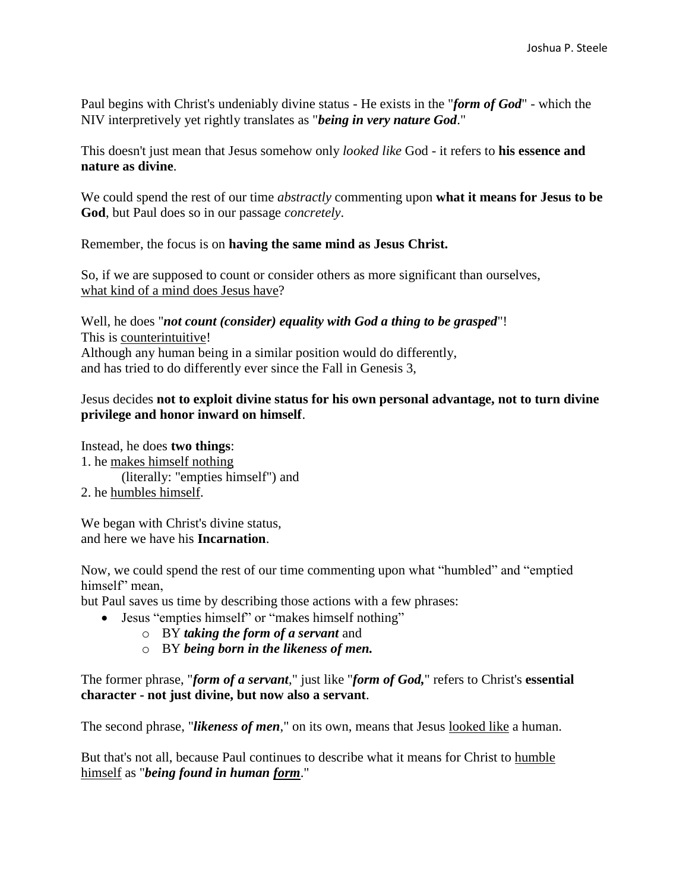Paul begins with Christ's undeniably divine status - He exists in the "***form of God***" - which the NIV interpretively yet rightly translates as "***being in very nature God***."

This doesn't just mean that Jesus somehow only *looked like* God - it refers to **his essence and nature as divine**.

We could spend the rest of our time *abstractly* commenting upon **what it means for Jesus to be God**, but Paul does so in our passage *concretely*.

Remember, the focus is on **having the same mind as Jesus Christ.**

So, if we are supposed to count or consider others as more significant than ourselves,
<u>what kind of a mind does Jesus have</u>?

Well, he does "***not count (consider) equality with God a thing to be grasped***"!
This is <u>counterintuitive</u>!
Although any human being in a similar position would do differently,
and has tried to do differently ever since the Fall in Genesis 3,

Jesus decides **not to exploit divine status for his own personal advantage, not to turn divine privilege and honor inward on himself**.

Instead, he does **two things**:
1. he <u>makes himself nothing</u>
   (literally: "empties himself") and
2. he <u>humbles himself</u>.

We began with Christ's divine status,
and here we have his **Incarnation**.

Now, we could spend the rest of our time commenting upon what "humbled" and "emptied himself" mean,
but Paul saves us time by describing those actions with a few phrases:

- Jesus "empties himself" or "makes himself nothing"
  - BY ***taking the form of a servant*** and
  - BY ***being born in the likeness of men.***

The former phrase, "***form of a servant***," just like "***form of God,***" refers to Christ's **essential character - not just divine, but now also a servant**.

The second phrase, "***likeness of men***," on its own, means that Jesus <u>looked like</u> a human.

But that's not all, because Paul continues to describe what it means for Christ to <u>humble himself</u> as "***being found in human <u>form</u>***."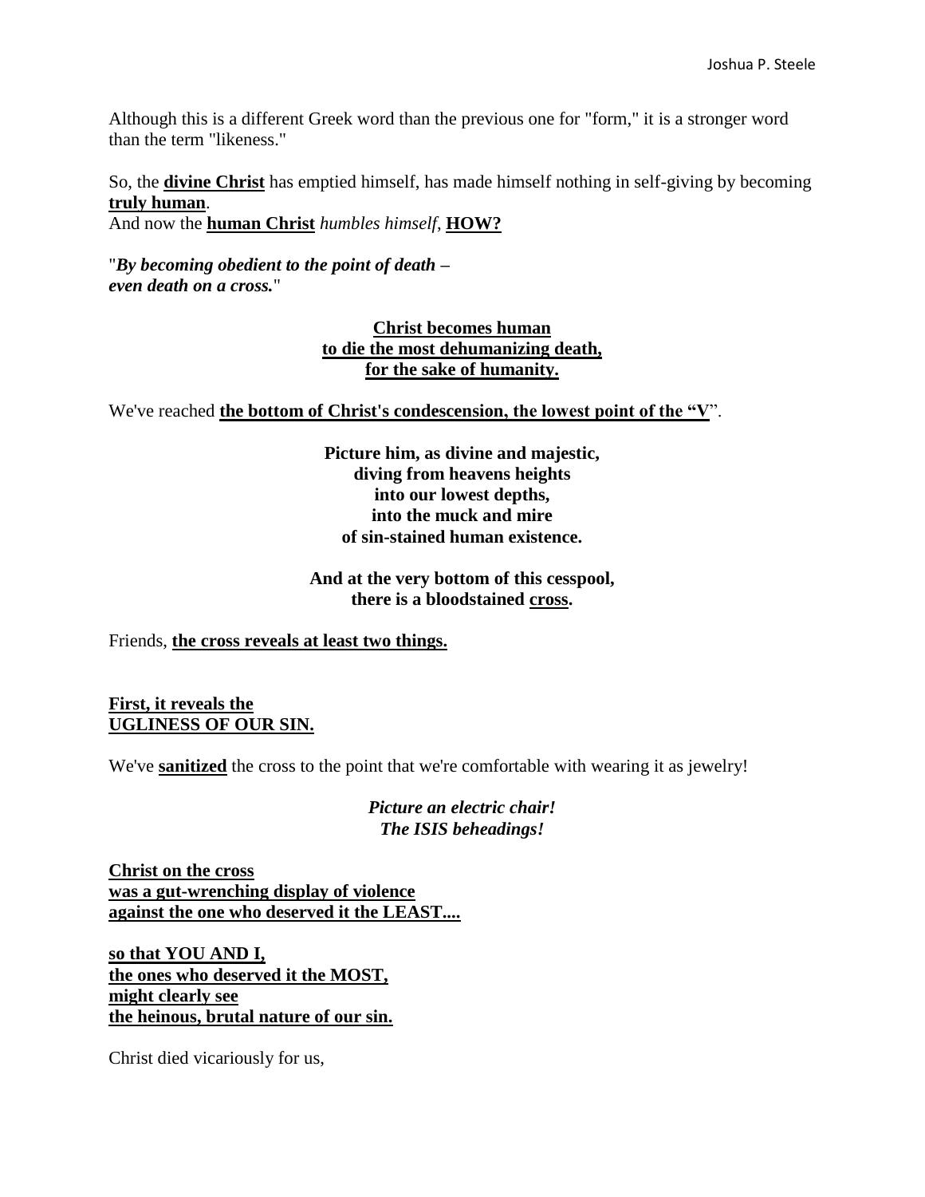Although this is a different Greek word than the previous one for "form," it is a stronger word than the term "likeness."

So, the **divine Christ** has emptied himself, has made himself nothing in self-giving by becoming **truly human**.
And now the **human Christ** *humbles himself*, **HOW?**

"***By becoming obedient to the point of death –***
***even death on a cross.***"

**Christ becomes human**
**to die the most dehumanizing death,**
**for the sake of humanity.**

We've reached **the bottom of Christ's condescension, the lowest point of the "V**".

**Picture him, as divine and majestic,**
**diving from heavens heights**
**into our lowest depths,**
**into the muck and mire**
**of sin-stained human existence.**

**And at the very bottom of this cesspool,**
**there is a bloodstained cross.**

Friends, **the cross reveals at least two things.**

**First, it reveals the**
**UGLINESS OF OUR SIN.**

We've **sanitized** the cross to the point that we're comfortable with wearing it as jewelry!

***Picture an electric chair!***
***The ISIS beheadings!***

**Christ on the cross**
**was a gut-wrenching display of violence**
**against the one who deserved it the LEAST....**

**so that YOU AND I,**
**the ones who deserved it the MOST,**
**might clearly see**
**the heinous, brutal nature of our sin.**

Christ died vicariously for us,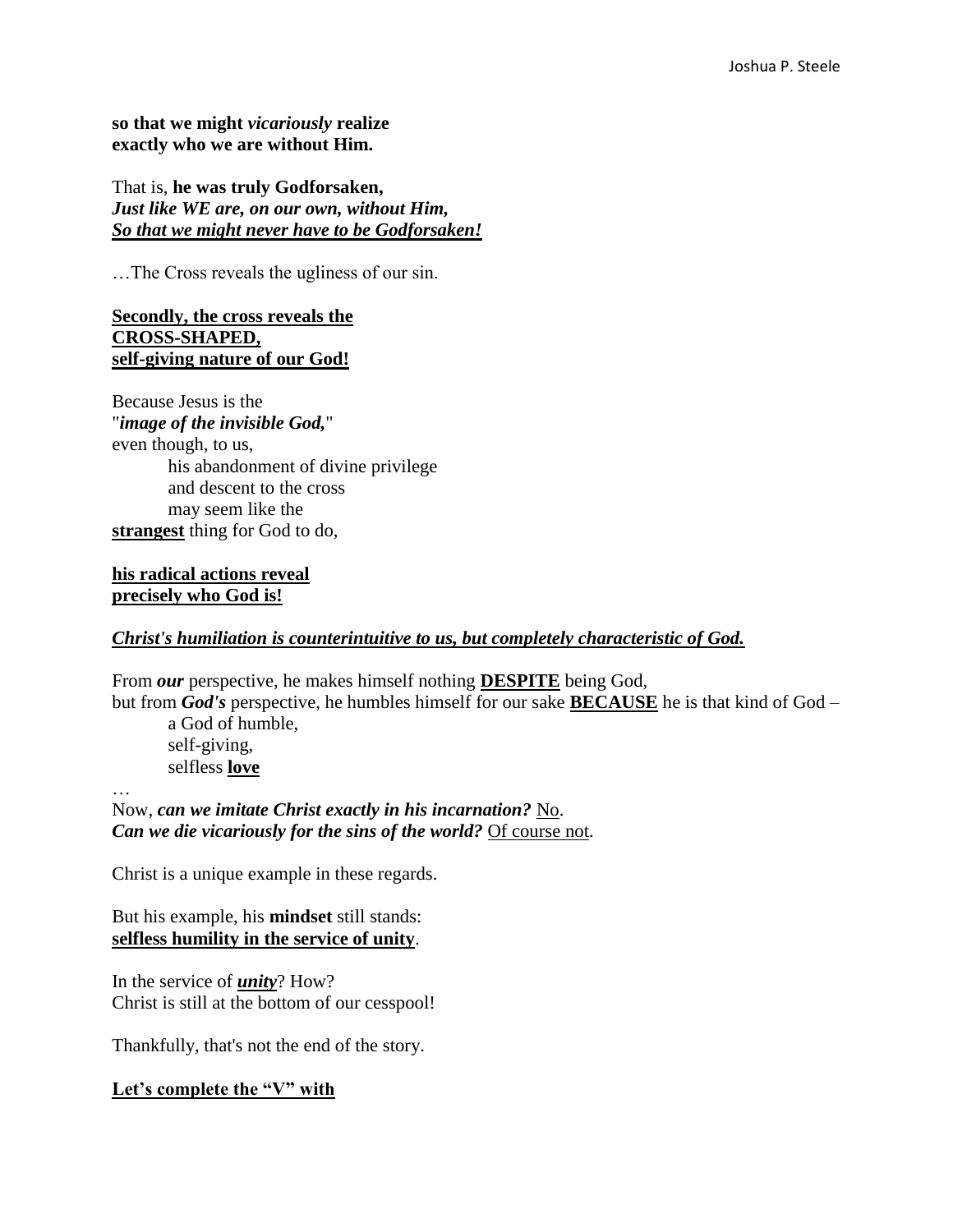**so that we might *vicariously* realize**
**exactly who we are without Him.**

That is, **he was truly Godforsaken,**
***Just like WE are, on our own, without Him,***
<u>***So that we might never have to be Godforsaken!***</u>

…The Cross reveals the ugliness of our sin.

<u>**Secondly, the cross reveals the**</u>
<u>**CROSS-SHAPED,**</u>
<u>**self-giving nature of our God!**</u>

Because Jesus is the
"***image of the invisible God,***"
even though, to us,
    his abandonment of divine privilege
    and descent to the cross
    may seem like the
<u>**strangest**</u> thing for God to do,

<u>**his radical actions reveal**</u>
<u>**precisely who God is!**</u>

<u>***Christ's humiliation is counterintuitive to us, but completely characteristic of God.***</u>

From ***our*** perspective, he makes himself nothing <u>**DESPITE**</u> being God,
but from ***God's*** perspective, he humbles himself for our sake <u>**BECAUSE**</u> he is that kind of God –
    a God of humble,
    self-giving,
    selfless <u>**love**</u>

…
Now, ***can we imitate Christ exactly in his incarnation?*** <u>No</u>.
***Can we die vicariously for the sins of the world?*** <u>Of course not</u>.

Christ is a unique example in these regards.

But his example, his **mindset** still stands:
<u>**selfless humility in the service of unity**</u>.

In the service of <u>***unity***</u>? How?
Christ is still at the bottom of our cesspool!

Thankfully, that's not the end of the story.

<u>**Let's complete the "V" with**</u>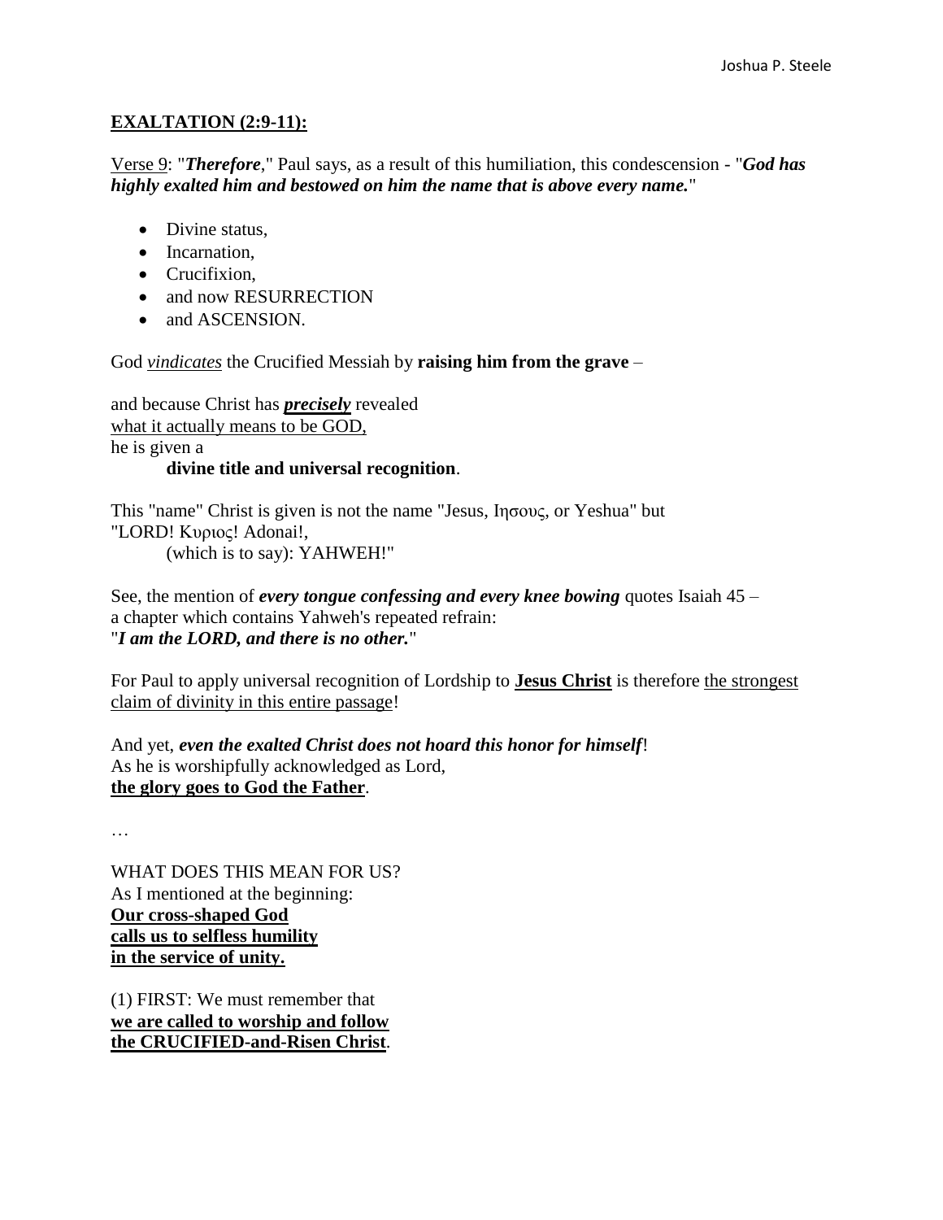**EXALTATION (2:9-11):**

Verse 9: "***Therefore***," Paul says, as a result of this humiliation, this condescension - "***God has highly exalted him and bestowed on him the name that is above every name.***"

- Divine status,
- Incarnation,
- Crucifixion,
- and now RESURRECTION
- and ASCENSION.

God *vindicates* the Crucified Messiah by **raising him from the grave** –

and because Christ has ***precisely*** revealed
what it actually means to be GOD,
he is given a
**divine title and universal recognition**.

This "name" Christ is given is not the name "Jesus, Ιησους, or Yeshua" but
"LORD! Κυριος! Adonai!,
(which is to say): YAHWEH!"

See, the mention of ***every tongue confessing and every knee bowing*** quotes Isaiah 45 –
a chapter which contains Yahweh's repeated refrain:
"***I am the LORD, and there is no other.***"

For Paul to apply universal recognition of Lordship to **Jesus Christ** is therefore the strongest claim of divinity in this entire passage!

And yet, ***even the exalted Christ does not hoard this honor for himself***!
As he is worshipfully acknowledged as Lord,
**the glory goes to God the Father**.

…

WHAT DOES THIS MEAN FOR US?
As I mentioned at the beginning:
**Our cross-shaped God**
**calls us to selfless humility**
**in the service of unity.**

(1) FIRST: We must remember that
**we are called to worship and follow**
**the CRUCIFIED-and-Risen Christ**.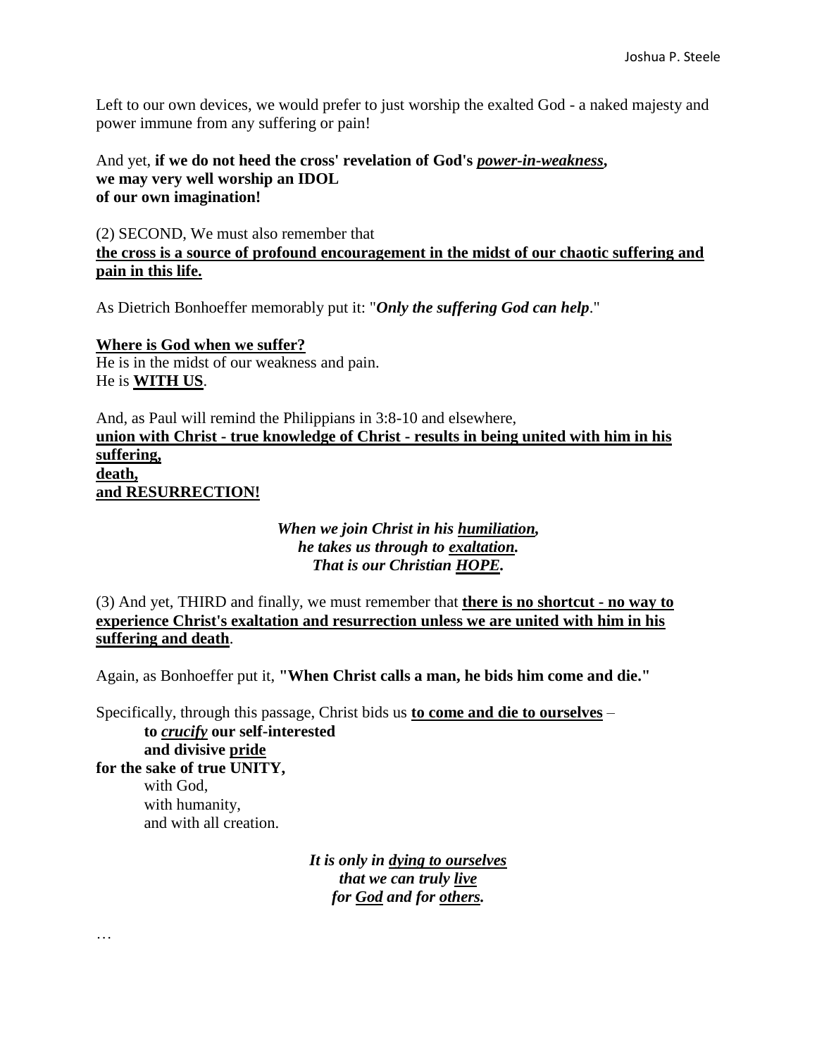Left to our own devices, we would prefer to just worship the exalted God - a naked majesty and power immune from any suffering or pain!

And yet, **if we do not heed the cross' revelation of God's <u>*power-in-weakness*</u>,**
**we may very well worship an IDOL**
**of our own imagination!**

(2) SECOND, We must also remember that
<u>**the cross is a source of profound encouragement in the midst of our chaotic suffering and pain in this life.**</u>

As Dietrich Bonhoeffer memorably put it: "***Only the suffering God can help***."

<u>**Where is God when we suffer?**</u>
He is in the midst of our weakness and pain.
He is <u>**WITH US**</u>.

And, as Paul will remind the Philippians in 3:8-10 and elsewhere,
<u>**union with Christ - true knowledge of Christ - results in being united with him in his suffering,**</u>
<u>**death,**</u>
<u>**and RESURRECTION!**</u>

*When we join Christ in his <u>humiliation</u>,*
*he takes us through to <u>exaltation</u>.*
*That is our Christian <u>HOPE</u>.*

(3) And yet, THIRD and finally, we must remember that <u>**there is no shortcut - no way to experience Christ's exaltation and resurrection unless we are united with him in his suffering and death**</u>.

Again, as Bonhoeffer put it, **"When Christ calls a man, he bids him come and die."**

Specifically, through this passage, Christ bids us <u>**to come and die to ourselves**</u> –
**to <u>*crucify*</u> our self-interested**
**and divisive <u>pride</u>**
**for the sake of true UNITY,**
with God,
with humanity,
and with all creation.

*It is only in <u>dying to ourselves</u>*
*that we can truly <u>live</u>*
*for <u>God</u> and for <u>others</u>.*

…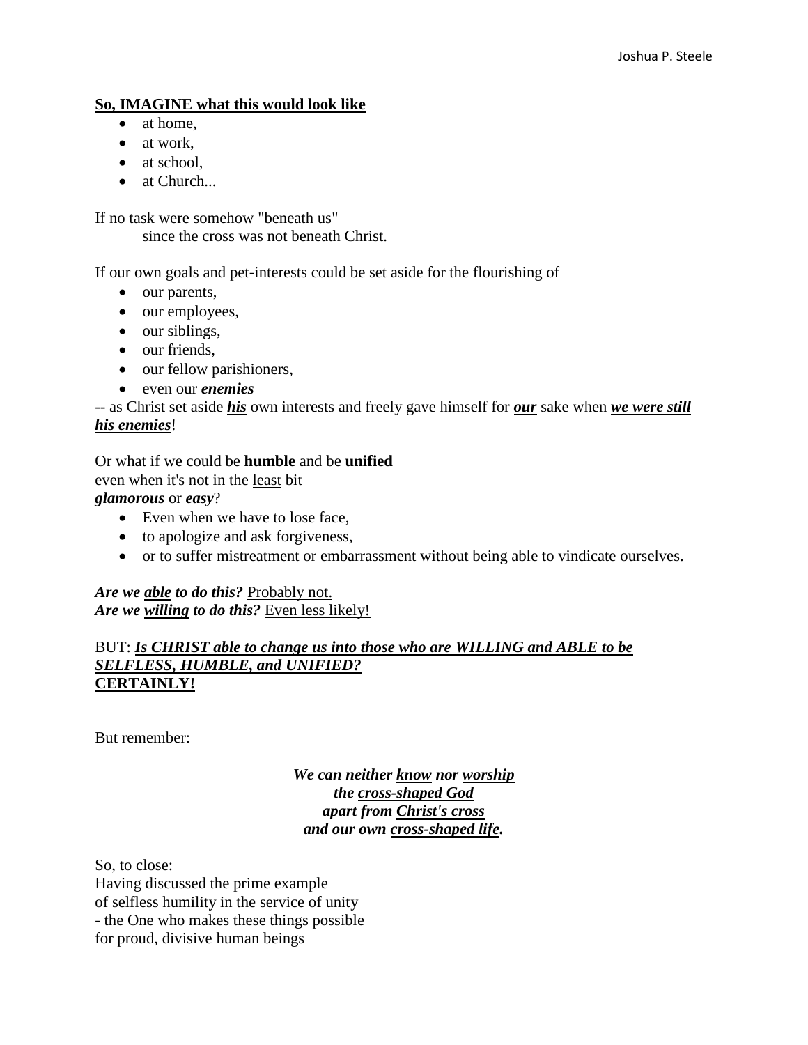**<u>So, IMAGINE what this would look like</u>**

- at home,
- at work,
- at school,
- at Church...

If no task were somehow "beneath us" –
since the cross was not beneath Christ.

If our own goals and pet-interests could be set aside for the flourishing of

- our parents,
- our employees,
- our siblings,
- our friends,
- our fellow parishioners,
- even our ***enemies***

-- as Christ set aside ***<u>his</u>*** own interests and freely gave himself for ***<u>our</u>*** sake when ***<u>we were still his enemies</u>***!

Or what if we could be **humble** and be **unified**
even when it's not in the <u>least</u> bit
***glamorous*** or ***easy***?

- Even when we have to lose face,
- to apologize and ask forgiveness,
- or to suffer mistreatment or embarrassment without being able to vindicate ourselves.

***Are we <u>able</u> to do this?*** <u>Probably not.</u>
***Are we <u>willing</u> to do this?*** <u>Even less likely!</u>

BUT: ***<u>Is CHRIST able to change us into those who are WILLING and ABLE to be SELFLESS, HUMBLE, and UNIFIED?</u>***
**<u>CERTAINLY!</u>**

But remember:

***We can neither <u>know</u> nor <u>worship</u>***
***the <u>cross-shaped God</u>***
***apart from <u>Christ's cross</u>***
***and our own <u>cross-shaped life</u>.***

So, to close:
Having discussed the prime example
of selfless humility in the service of unity
- the One who makes these things possible
for proud, divisive human beings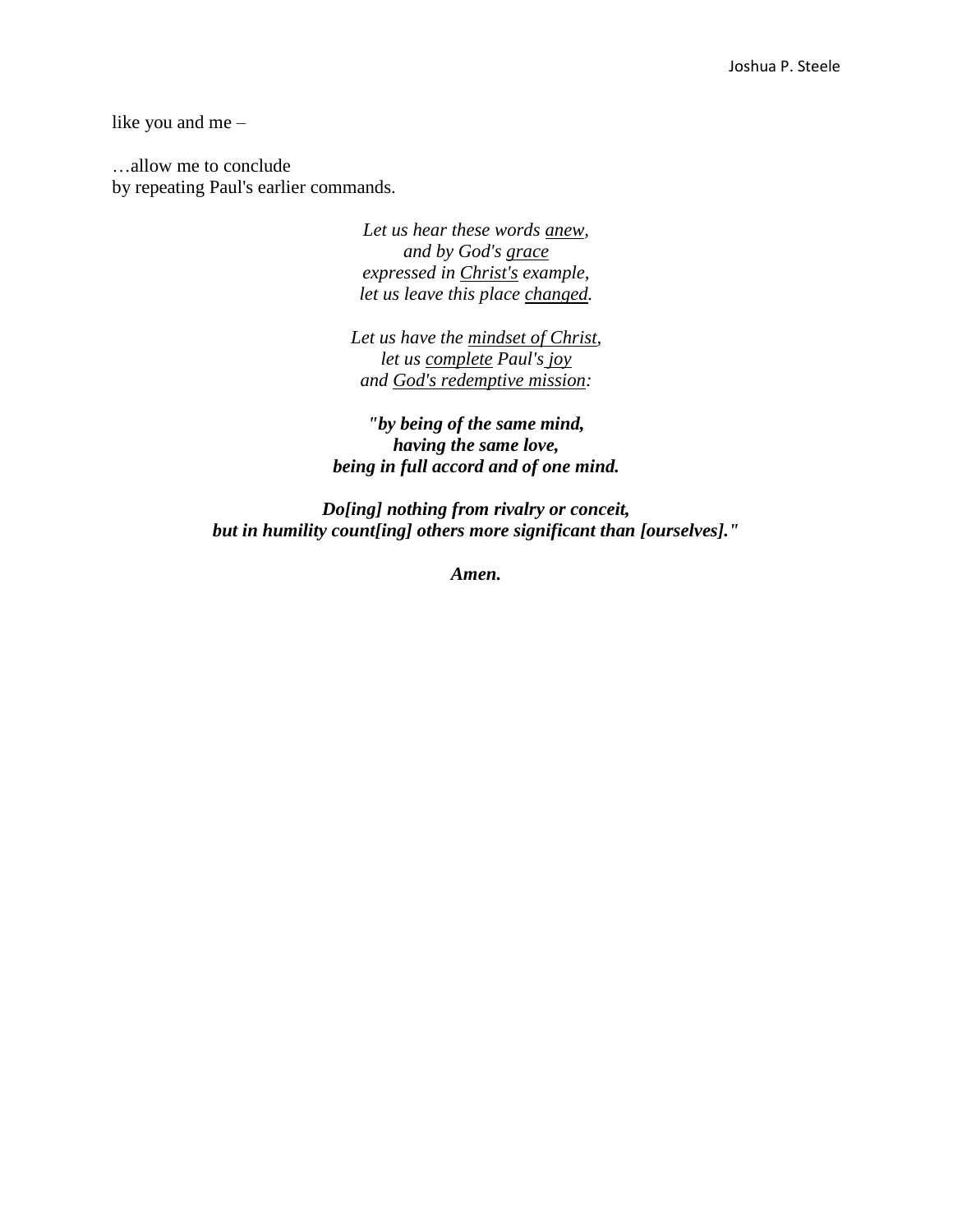like you and me –

…allow me to conclude
by repeating Paul's earlier commands.

*Let us hear these words <u>anew</u>,*
*and by God's <u>grace</u>*
*expressed in <u>Christ's</u> example,*
*let us leave this place <u>changed</u>.*

*Let us have the <u>mindset of Christ</u>,*
*let us <u>complete</u> Paul's <u>joy</u>*
*and <u>God's redemptive mission</u>:*

***"by being of the same mind,***
***having the same love,***
***being in full accord and of one mind.***

***Do[ing] nothing from rivalry or conceit,***
***but in humility count[ing] others more significant than [ourselves]."***

***Amen.***